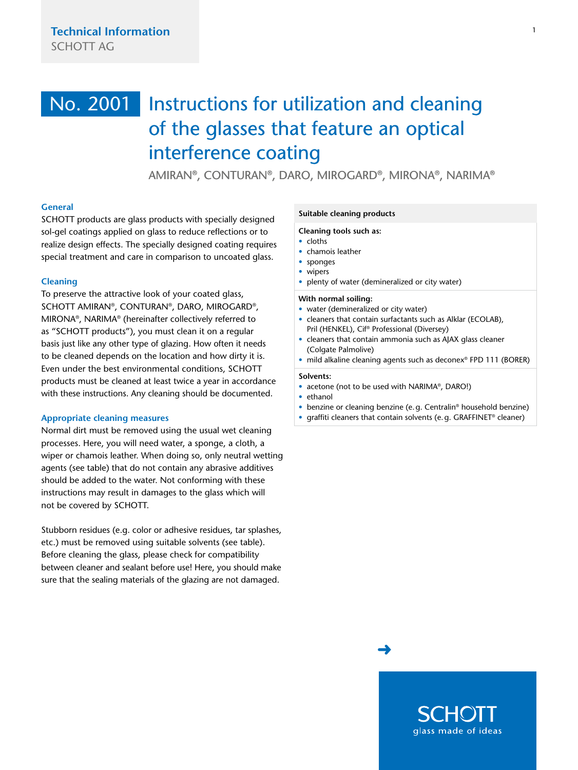**Technical Information**
SCHOTT AG

# No. 2001 Instructions for utilization and cleaning of the glasses that feature an optical interference coating

AMIRAN®, CONTURAN®, DARO, MIROGARD®, MIRONA®, NARIMA®

## General

SCHOTT products are glass products with specially designed sol-gel coatings applied on glass to reduce reflections or to realize design effects. The specially designed coating requires special treatment and care in comparison to uncoated glass.

## Cleaning

To preserve the attractive look of your coated glass, SCHOTT AMIRAN®, CONTURAN®, DARO, MIROGARD®, MIRONA®, NARIMA® (hereinafter collectively referred to as "SCHOTT products"), you must clean it on a regular basis just like any other type of glazing. How often it needs to be cleaned depends on the location and how dirty it is. Even under the best environmental conditions, SCHOTT products must be cleaned at least twice a year in accordance with these instructions. Any cleaning should be documented.

## Appropriate cleaning measures

Normal dirt must be removed using the usual wet cleaning processes. Here, you will need water, a sponge, a cloth, a wiper or chamois leather. When doing so, only neutral wetting agents (see table) that do not contain any abrasive additives should be added to the water. Not conforming with these instructions may result in damages to the glass which will not be covered by SCHOTT.

Stubborn residues (e.g. color or adhesive residues, tar splashes, etc.) must be removed using suitable solvents (see table). Before cleaning the glass, please check for compatibility between cleaner and sealant before use! Here, you should make sure that the sealing materials of the glazing are not damaged.

| Suitable cleaning products |
| --- |
| **Cleaning tools such as:**<br>• cloths<br>• chamois leather<br>• sponges<br>• wipers<br>• plenty of water (demineralized or city water) |
| **With normal soiling:**<br>• water (demineralized or city water)<br>• cleaners that contain surfactants such as Alklar (ECOLAB), Pril (HENKEL), Cif® Professional (Diversey)<br>• cleaners that contain ammonia such as AJAX glass cleaner (Colgate Palmolive)<br>• mild alkaline cleaning agents such as deconex® FPD 111 (BORER) |
| **Solvents:**<br>• acetone (not to be used with NARIMA®, DARO!)<br>• ethanol<br>• benzine or cleaning benzine (e.g. Centralin® household benzine)<br>• graffiti cleaners that contain solvents (e.g. GRAFFINET® cleaner) |

SCHOTT
glass made of ideas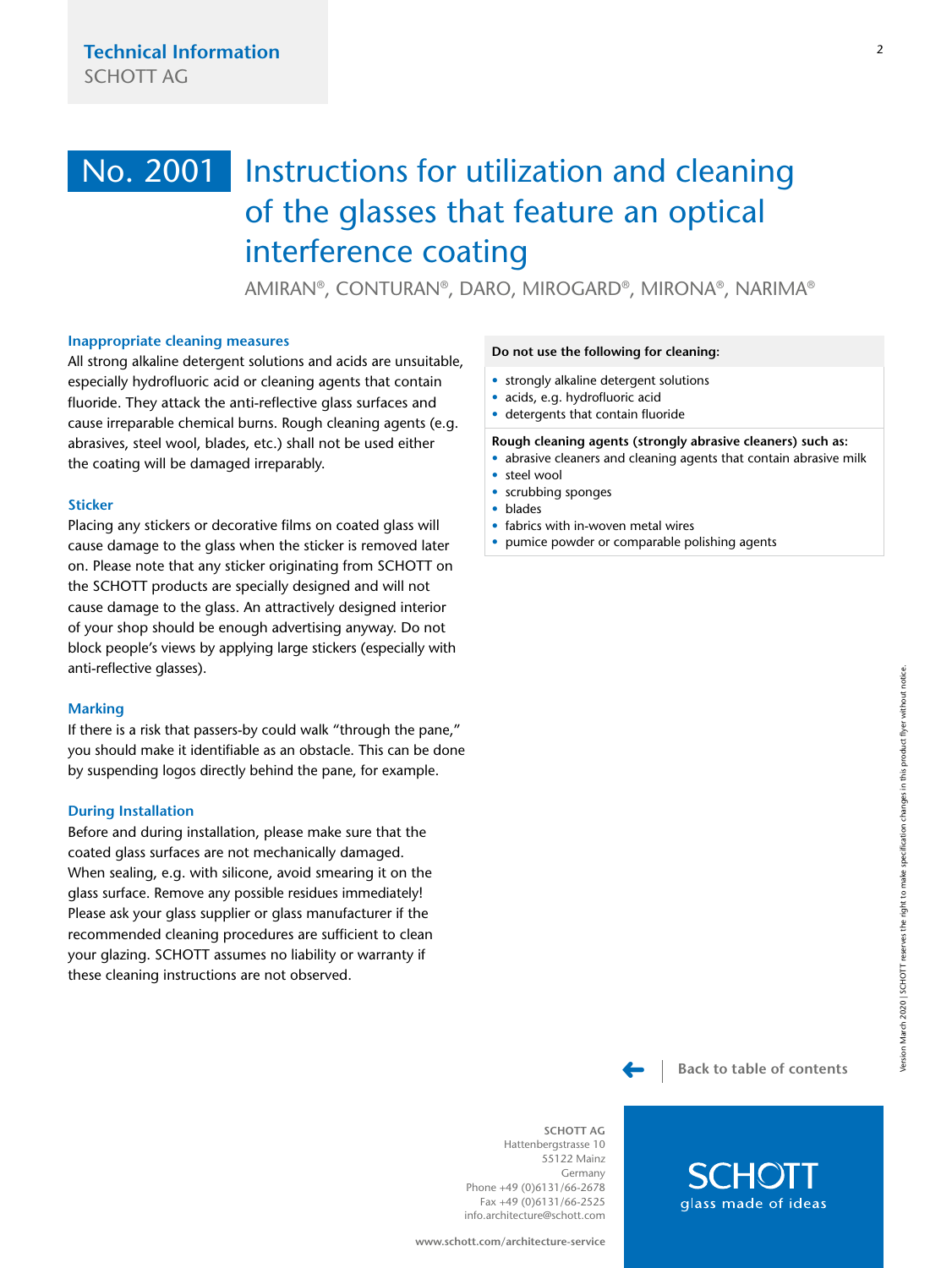**Technical Information**
SCHOTT AG

# No. 2001 Instructions for utilization and cleaning of the glasses that feature an optical interference coating

AMIRAN®, CONTURAN®, DARO, MIROGARD®, MIRONA®, NARIMA®

### Inappropriate cleaning measures

All strong alkaline detergent solutions and acids are unsuitable, especially hydrofluoric acid or cleaning agents that contain fluoride. They attack the anti-reflective glass surfaces and cause irreparable chemical burns. Rough cleaning agents (e.g. abrasives, steel wool, blades, etc.) shall not be used either the coating will be damaged irreparably.

### Sticker

Placing any stickers or decorative films on coated glass will cause damage to the glass when the sticker is removed later on. Please note that any sticker originating from SCHOTT on the SCHOTT products are specially designed and will not cause damage to the glass. An attractively designed interior of your shop should be enough advertising anyway. Do not block people's views by applying large stickers (especially with anti-reflective glasses).

### Marking

If there is a risk that passers-by could walk "through the pane," you should make it identifiable as an obstacle. This can be done by suspending logos directly behind the pane, for example.

### During Installation

Before and during installation, please make sure that the coated glass surfaces are not mechanically damaged. When sealing, e.g. with silicone, avoid smearing it on the glass surface. Remove any possible residues immediately! Please ask your glass supplier or glass manufacturer if the recommended cleaning procedures are sufficient to clean your glazing. SCHOTT assumes no liability or warranty if these cleaning instructions are not observed.

**Do not use the following for cleaning:**

- strongly alkaline detergent solutions
- acids, e.g. hydrofluoric acid
- detergents that contain fluoride

**Rough cleaning agents (strongly abrasive cleaners) such as:**

- abrasive cleaners and cleaning agents that contain abrasive milk
- steel wool
- scrubbing sponges
- blades
- fabrics with in-woven metal wires
- pumice powder or comparable polishing agents

Back to table of contents

Version March 2020 | SCHOTT reserves the right to make specification changes in this product flyer without notice.

**SCHOTT AG**
Hattenbergstrasse 10
55122 Mainz
Germany
Phone +49 (0)6131/66-2678
Fax +49 (0)6131/66-2525
info.architecture@schott.com

www.schott.com/architecture-service

SCHOTT
glass made of ideas